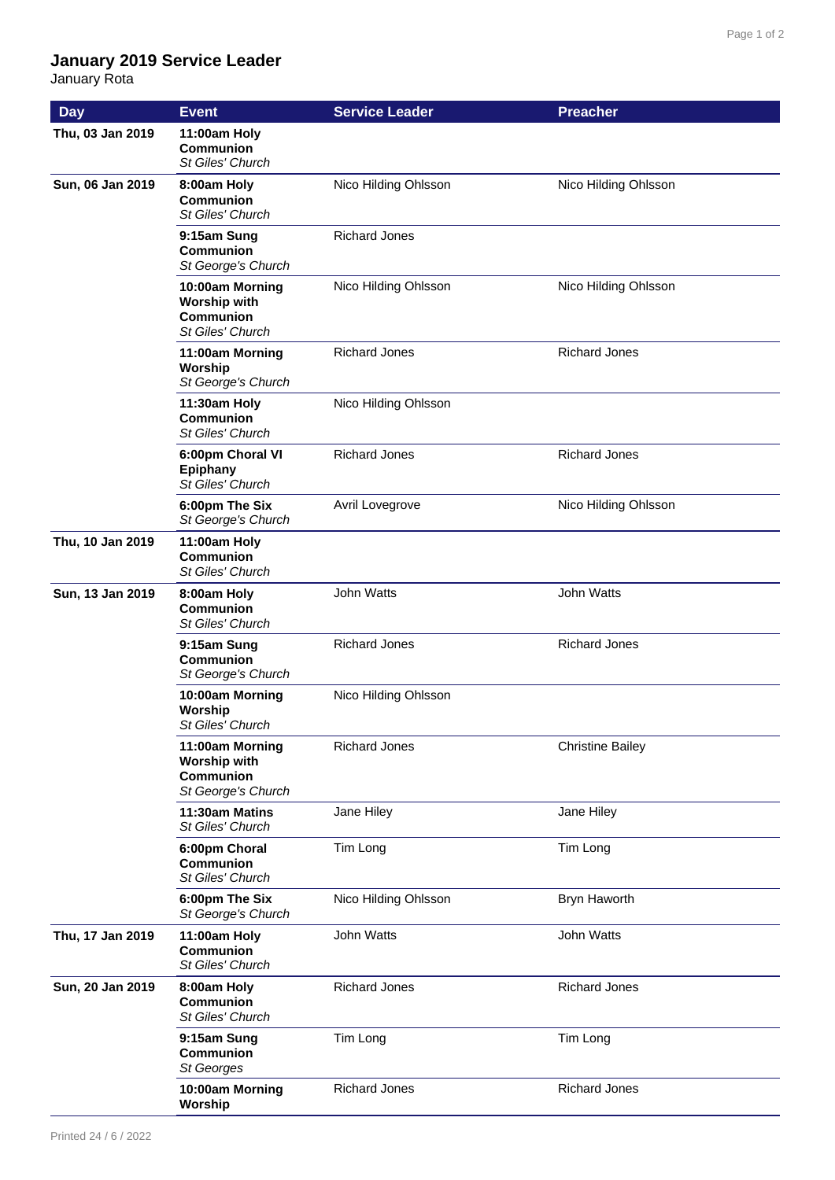# January 2019 Service Leader

January Rota

| Day | Event | Service Leader | Preacher |
|---|---|---|---|
| **Thu, 03 Jan 2019** | **11:00am Holy Communion** *St Giles' Church* | | |
| **Sun, 06 Jan 2019** | **8:00am Holy Communion** *St Giles' Church* | Nico Hilding Ohlsson | Nico Hilding Ohlsson |
| | **9:15am Sung Communion** *St George's Church* | Richard Jones | |
| | **10:00am Morning Worship with Communion** *St Giles' Church* | Nico Hilding Ohlsson | Nico Hilding Ohlsson |
| | **11:00am Morning Worship** *St George's Church* | Richard Jones | Richard Jones |
| | **11:30am Holy Communion** *St Giles' Church* | Nico Hilding Ohlsson | |
| | **6:00pm Choral VI Epiphany** *St Giles' Church* | Richard Jones | Richard Jones |
| | **6:00pm The Six** *St George's Church* | Avril Lovegrove | Nico Hilding Ohlsson |
| **Thu, 10 Jan 2019** | **11:00am Holy Communion** *St Giles' Church* | | |
| **Sun, 13 Jan 2019** | **8:00am Holy Communion** *St Giles' Church* | John Watts | John Watts |
| | **9:15am Sung Communion** *St George's Church* | Richard Jones | Richard Jones |
| | **10:00am Morning Worship** *St Giles' Church* | Nico Hilding Ohlsson | |
| | **11:00am Morning Worship with Communion** *St George's Church* | Richard Jones | Christine Bailey |
| | **11:30am Matins** *St Giles' Church* | Jane Hiley | Jane Hiley |
| | **6:00pm Choral Communion** *St Giles' Church* | Tim Long | Tim Long |
| | **6:00pm The Six** *St George's Church* | Nico Hilding Ohlsson | Bryn Haworth |
| **Thu, 17 Jan 2019** | **11:00am Holy Communion** *St Giles' Church* | John Watts | John Watts |
| **Sun, 20 Jan 2019** | **8:00am Holy Communion** *St Giles' Church* | Richard Jones | Richard Jones |
| | **9:15am Sung Communion** *St Georges* | Tim Long | Tim Long |
| | **10:00am Morning Worship** | Richard Jones | Richard Jones |

Printed 24 / 6 / 2022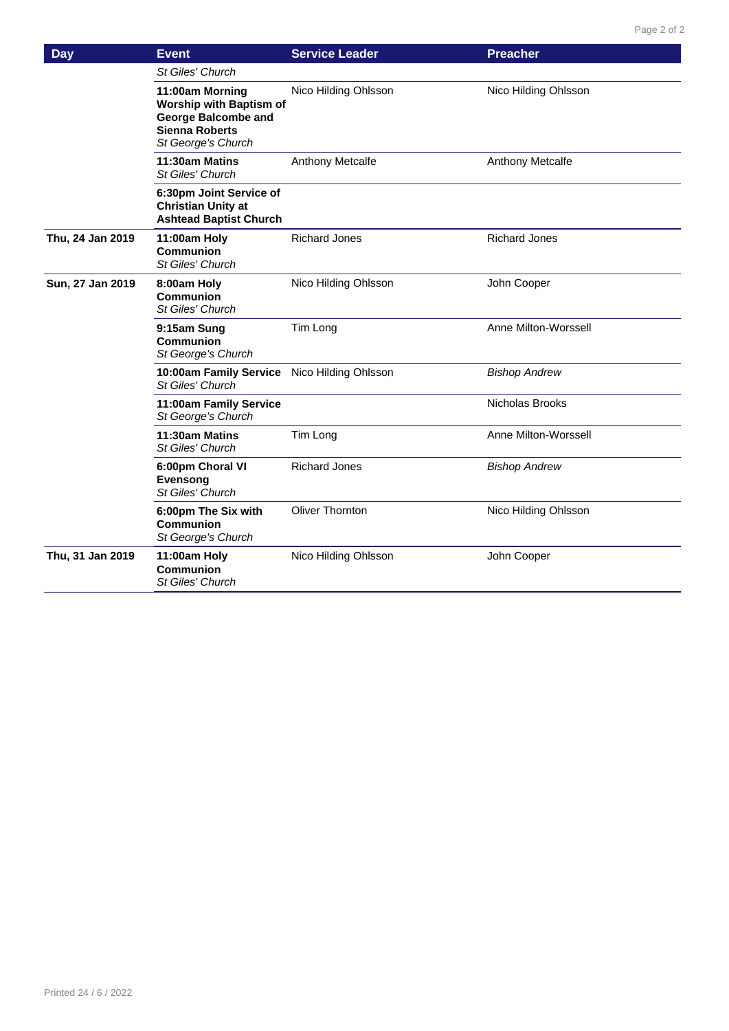| Day | Event | Service Leader | Preacher |
| --- | --- | --- | --- |
| | *St Giles' Church* | | |
| | **11:00am Morning Worship with Baptism of George Balcombe and Sienna Roberts** *St George's Church* | Nico Hilding Ohlsson | Nico Hilding Ohlsson |
| | **11:30am Matins** *St Giles' Church* | Anthony Metcalfe | Anthony Metcalfe |
| | **6:30pm Joint Service of Christian Unity at Ashtead Baptist Church** | | |
| **Thu, 24 Jan 2019** | **11:00am Holy Communion** *St Giles' Church* | Richard Jones | Richard Jones |
| **Sun, 27 Jan 2019** | **8:00am Holy Communion** *St Giles' Church* | Nico Hilding Ohlsson | John Cooper |
| | **9:15am Sung Communion** *St George's Church* | Tim Long | Anne Milton-Worssell |
| | **10:00am Family Service** *St Giles' Church* | Nico Hilding Ohlsson | *Bishop Andrew* |
| | **11:00am Family Service** *St George's Church* | | Nicholas Brooks |
| | **11:30am Matins** *St Giles' Church* | Tim Long | Anne Milton-Worssell |
| | **6:00pm Choral VI Evensong** *St Giles' Church* | Richard Jones | *Bishop Andrew* |
| | **6:00pm The Six with Communion** *St George's Church* | Oliver Thornton | Nico Hilding Ohlsson |
| **Thu, 31 Jan 2019** | **11:00am Holy Communion** *St Giles' Church* | Nico Hilding Ohlsson | John Cooper |

Printed 24 / 6 / 2022